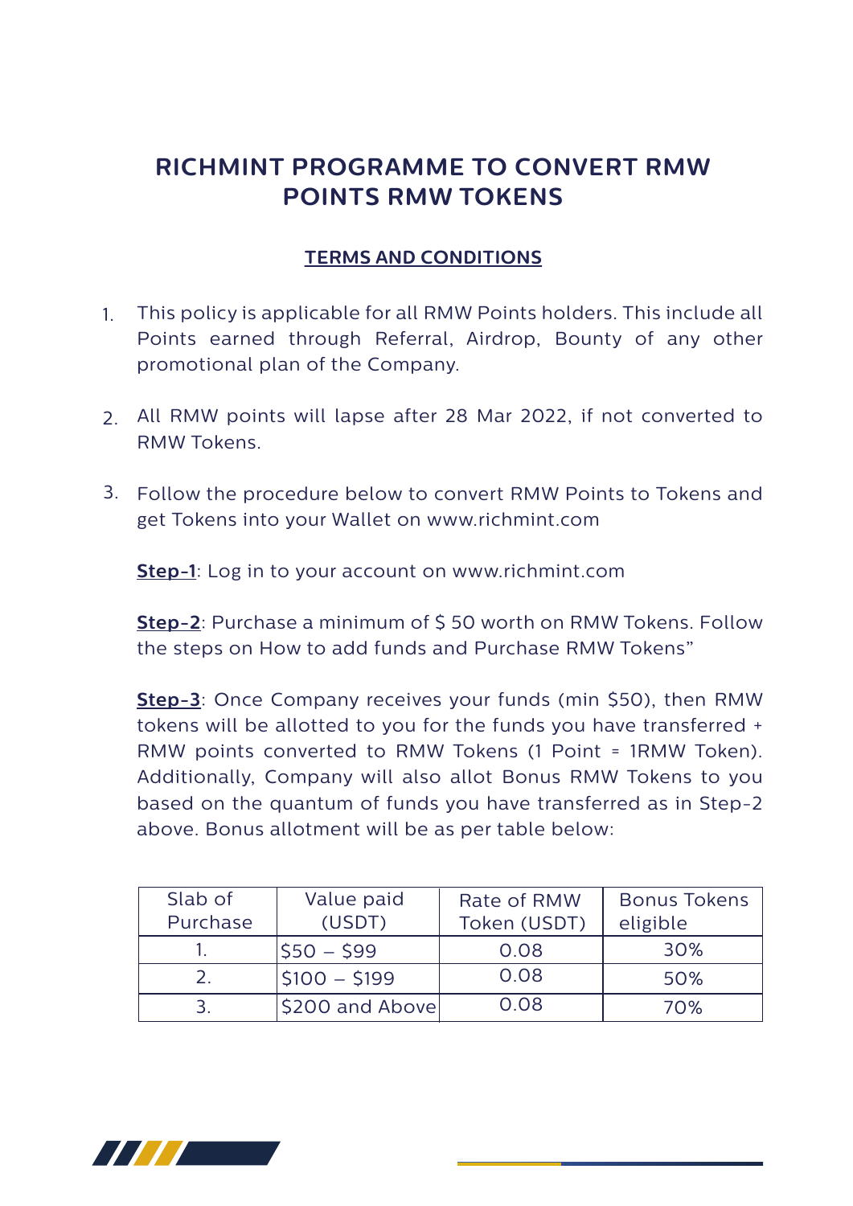# RICHMINT PROGRAMME TO CONVERT RMW POINTS RMW TOKENS

## TERMS AND CONDITIONS

1. This policy is applicable for all RMW Points holders. This include all Points earned through Referral, Airdrop, Bounty of any other promotional plan of the Company.

2. All RMW points will lapse after 28 Mar 2022, if not converted to RMW Tokens.

3. Follow the procedure below to convert RMW Points to Tokens and get Tokens into your Wallet on www.richmint.com

   **Step-1**: Log in to your account on www.richmint.com

   **Step-2**: Purchase a minimum of $ 50 worth on RMW Tokens. Follow the steps on How to add funds and Purchase RMW Tokens"

   **Step-3**: Once Company receives your funds (min $50), then RMW tokens will be allotted to you for the funds you have transferred + RMW points converted to RMW Tokens (1 Point = 1RMW Token). Additionally, Company will also allot Bonus RMW Tokens to you based on the quantum of funds you have transferred as in Step-2 above. Bonus allotment will be as per table below:

| Slab of Purchase | Value paid (USDT) | Rate of RMW Token (USDT) | Bonus Tokens eligible |
|---|---|---|---|
| 1. | $50 – $99 | 0.08 | 30% |
| 2. | $100 – $199 | 0.08 | 50% |
| 3. | $200 and Above | 0.08 | 70% |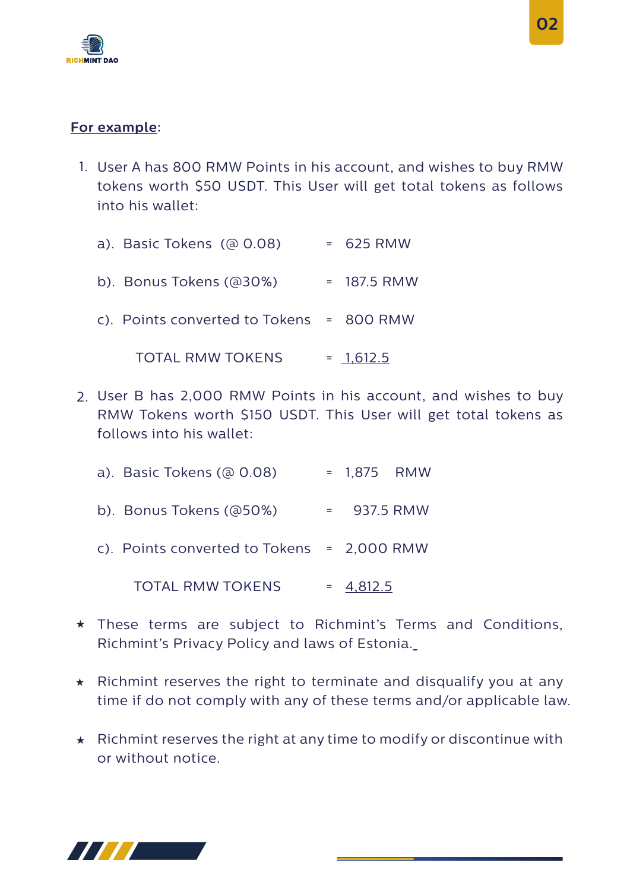**For example:**

1. User A has 800 RMW Points in his account, and wishes to buy RMW tokens worth $50 USDT. This User will get total tokens as follows into his wallet:

| | | |
|---|---|---|
| a). Basic Tokens (@ 0.08) | = | 625 RMW |
| b). Bonus Tokens (@30%) | = | 187.5 RMW |
| c). Points converted to Tokens | = | 800 RMW |
| TOTAL RMW TOKENS | = | 1,612.5 |

2. User B has 2,000 RMW Points in his account, and wishes to buy RMW Tokens worth $150 USDT. This User will get total tokens as follows into his wallet:

| | | |
|---|---|---|
| a). Basic Tokens (@ 0.08) | = | 1,875 RMW |
| b). Bonus Tokens (@50%) | = | 937.5 RMW |
| c). Points converted to Tokens | = | 2,000 RMW |
| TOTAL RMW TOKENS | = | 4,812.5 |

- ★ These terms are subject to Richmint's Terms and Conditions, Richmint's Privacy Policy and laws of Estonia.
- ★ Richmint reserves the right to terminate and disqualify you at any time if do not comply with any of these terms and/or applicable law.
- ★ Richmint reserves the right at any time to modify or discontinue with or without notice.